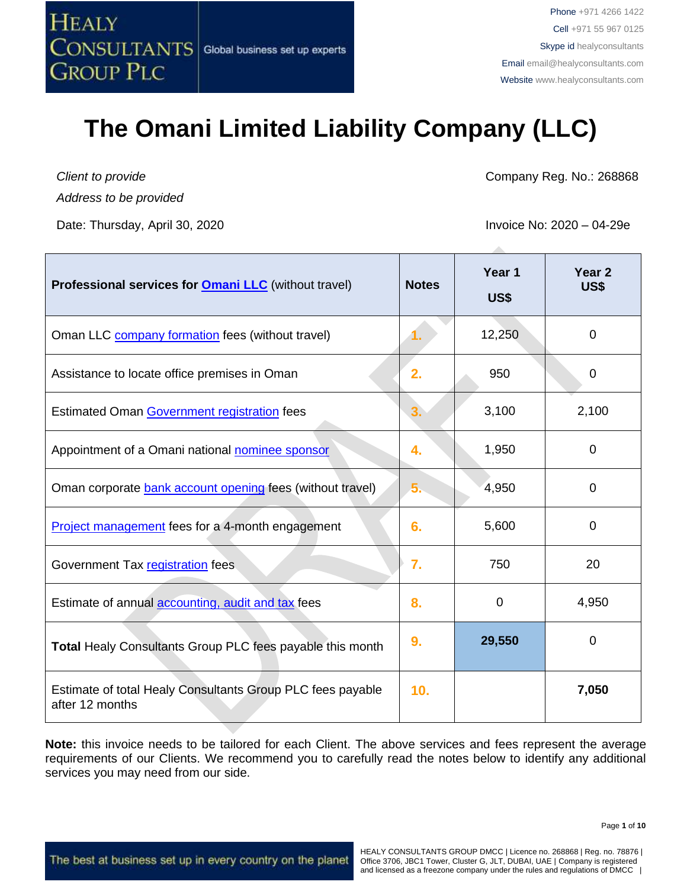# The Omani Limited Liability Company (LLC)

*Client to provide*

*Address to be provided*

Company Reg. No.: 268868

Date: Thursday, April 30, 2020

Invoice No: 2020 – 04-29e

| **Professional services for Omani LLC** (without travel) | **Notes** | **Year 1 US$** | **Year 2 US$** |
|---|---|---|---|
| Oman LLC company formation fees (without travel) | 1. | 12,250 | 0 |
| Assistance to locate office premises in Oman | 2. | 950 | 0 |
| Estimated Oman Government registration fees | 3. | 3,100 | 2,100 |
| Appointment of a Omani national nominee sponsor | 4. | 1,950 | 0 |
| Oman corporate bank account opening fees (without travel) | 5. | 4,950 | 0 |
| Project management fees for a 4-month engagement | 6. | 5,600 | 0 |
| Government Tax registration fees | 7. | 750 | 20 |
| Estimate of annual accounting, audit and tax fees | 8. | 0 | 4,950 |
| **Total** Healy Consultants Group PLC fees payable this month | 9. | **29,550** | 0 |
| Estimate of total Healy Consultants Group PLC fees payable after 12 months | 10. | | **7,050** |

**Note:** this invoice needs to be tailored for each Client. The above services and fees represent the average requirements of our Clients. We recommend you to carefully read the notes below to identify any additional services you may need from our side.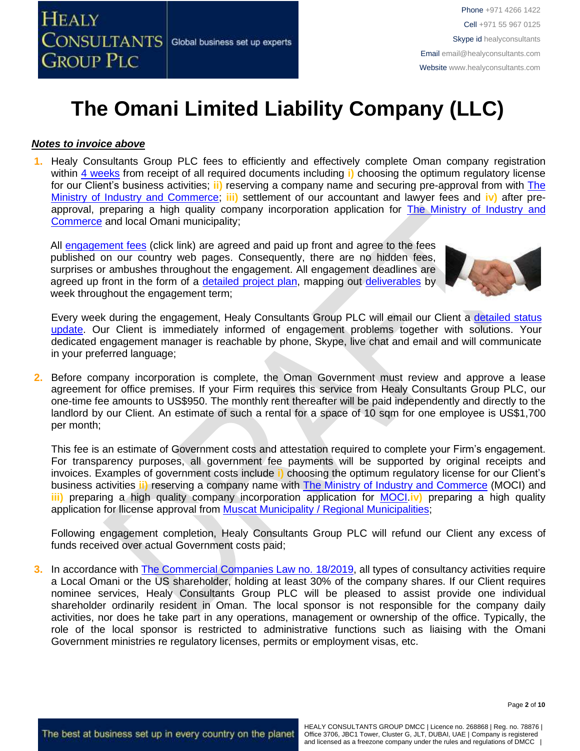# The Omani Limited Liability Company (LLC)

***Notes to invoice above***

1. Healy Consultants Group PLC fees to efficiently and effectively complete Oman company registration within 4 weeks from receipt of all required documents including **i)** choosing the optimum regulatory license for our Client's business activities; **ii)** reserving a company name and securing pre-approval from with The Ministry of Industry and Commerce; **iii)** settlement of our accountant and lawyer fees and **iv)** after pre-approval, preparing a high quality company incorporation application for The Ministry of Industry and Commerce and local Omani municipality;

   All engagement fees (click link) are agreed and paid up front and agree to the fees published on our country web pages. Consequently, there are no hidden fees, surprises or ambushes throughout the engagement. All engagement deadlines are agreed up front in the form of a detailed project plan, mapping out deliverables by week throughout the engagement term;

   Every week during the engagement, Healy Consultants Group PLC will email our Client a detailed status update. Our Client is immediately informed of engagement problems together with solutions. Your dedicated engagement manager is reachable by phone, Skype, live chat and email and will communicate in your preferred language;

2. Before company incorporation is complete, the Oman Government must review and approve a lease agreement for office premises. If your Firm requires this service from Healy Consultants Group PLC, our one-time fee amounts to US$950. The monthly rent thereafter will be paid independently and directly to the landlord by our Client. An estimate of such a rental for a space of 10 sqm for one employee is US$1,700 per month;

   This fee is an estimate of Government costs and attestation required to complete your Firm's engagement. For transparency purposes, all government fee payments will be supported by original receipts and invoices. Examples of government costs include **i)** choosing the optimum regulatory license for our Client's business activities **ii)** reserving a company name with The Ministry of Industry and Commerce (MOCI) and **iii)** preparing a high quality company incorporation application for MOCI.**iv)** preparing a high quality application for llicense approval from Muscat Municipality / Regional Municipalities;

   Following engagement completion, Healy Consultants Group PLC will refund our Client any excess of funds received over actual Government costs paid;

3. In accordance with The Commercial Companies Law no. 18/2019, all types of consultancy activities require a Local Omani or the US shareholder, holding at least 30% of the company shares. If our Client requires nominee services, Healy Consultants Group PLC will be pleased to assist provide one individual shareholder ordinarily resident in Oman. The local sponsor is not responsible for the company daily activities, nor does he take part in any operations, management or ownership of the office. Typically, the role of the local sponsor is restricted to administrative functions such as liaising with the Omani Government ministries re regulatory licenses, permits or employment visas, etc.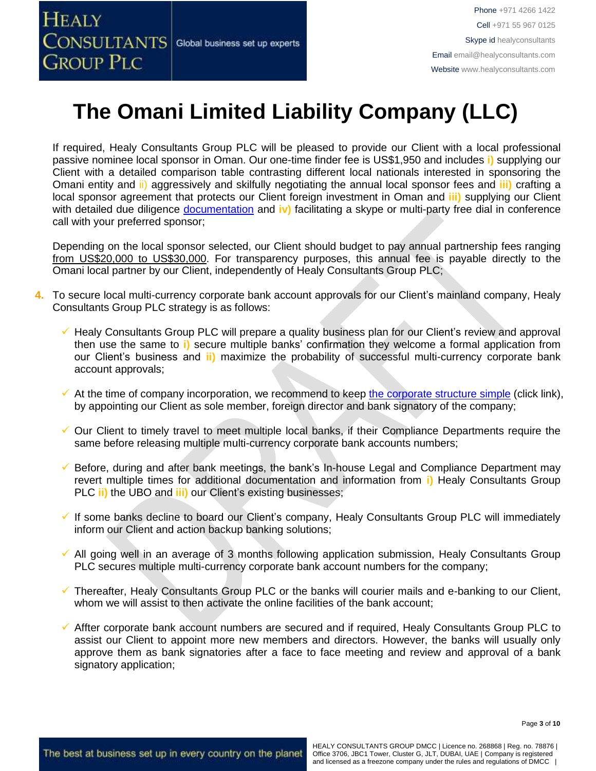# The Omani Limited Liability Company (LLC)

If required, Healy Consultants Group PLC will be pleased to provide our Client with a local professional passive nominee local sponsor in Oman. Our one-time finder fee is US$1,950 and includes **i)** supplying our Client with a detailed comparison table contrasting different local nationals interested in sponsoring the Omani entity and **ii)** aggressively and skilfully negotiating the annual local sponsor fees and **iii)** crafting a local sponsor agreement that protects our Client foreign investment in Oman and **iii)** supplying our Client with detailed due diligence documentation and **iv)** facilitating a skype or multi-party free dial in conference call with your preferred sponsor;

Depending on the local sponsor selected, our Client should budget to pay annual partnership fees ranging from US$20,000 to US$30,000. For transparency purposes, this annual fee is payable directly to the Omani local partner by our Client, independently of Healy Consultants Group PLC;

4. To secure local multi-currency corporate bank account approvals for our Client's mainland company, Healy Consultants Group PLC strategy is as follows:

   - ✓ Healy Consultants Group PLC will prepare a quality business plan for our Client's review and approval then use the same to **i)** secure multiple banks' confirmation they welcome a formal application from our Client's business and **ii)** maximize the probability of successful multi-currency corporate bank account approvals;
   - ✓ At the time of company incorporation, we recommend to keep the corporate structure simple (click link), by appointing our Client as sole member, foreign director and bank signatory of the company;
   - ✓ Our Client to timely travel to meet multiple local banks, if their Compliance Departments require the same before releasing multiple multi-currency corporate bank accounts numbers;
   - ✓ Before, during and after bank meetings, the bank's In-house Legal and Compliance Department may revert multiple times for additional documentation and information from **i)** Healy Consultants Group PLC **ii)** the UBO and **iii)** our Client's existing businesses;
   - ✓ If some banks decline to board our Client's company, Healy Consultants Group PLC will immediately inform our Client and action backup banking solutions;
   - ✓ All going well in an average of 3 months following application submission, Healy Consultants Group PLC secures multiple multi-currency corporate bank account numbers for the company;
   - ✓ Thereafter, Healy Consultants Group PLC or the banks will courier mails and e-banking to our Client, whom we will assist to then activate the online facilities of the bank account;
   - ✓ Affter corporate bank account numbers are secured and if required, Healy Consultants Group PLC to assist our Client to appoint more new members and directors. However, the banks will usually only approve them as bank signatories after a face to face meeting and review and approval of a bank signatory application;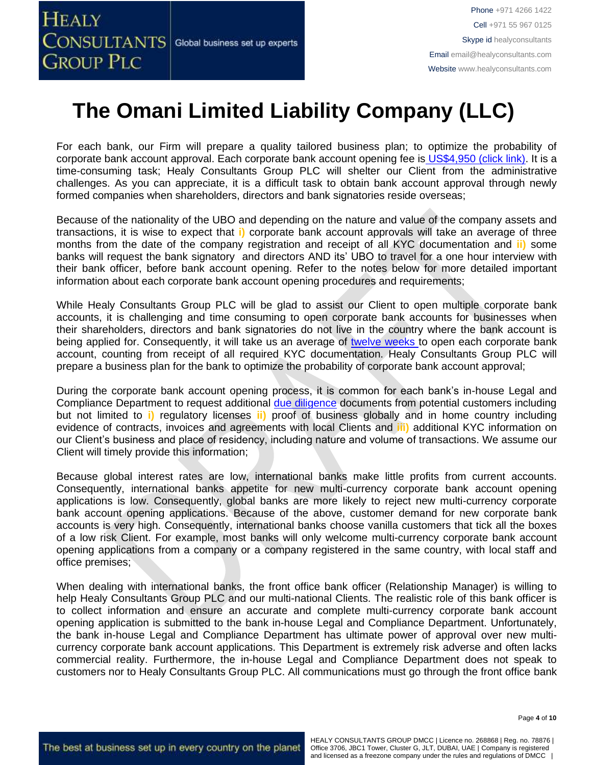# The Omani Limited Liability Company (LLC)

For each bank, our Firm will prepare a quality tailored business plan; to optimize the probability of corporate bank account approval. Each corporate bank account opening fee is US$4,950 (click link). It is a time-consuming task; Healy Consultants Group PLC will shelter our Client from the administrative challenges. As you can appreciate, it is a difficult task to obtain bank account approval through newly formed companies when shareholders, directors and bank signatories reside overseas;

Because of the nationality of the UBO and depending on the nature and value of the company assets and transactions, it is wise to expect that **i)** corporate bank account approvals will take an average of three months from the date of the company registration and receipt of all KYC documentation and **ii)** some banks will request the bank signatory and directors AND its' UBO to travel for a one hour interview with their bank officer, before bank account opening. Refer to the notes below for more detailed important information about each corporate bank account opening procedures and requirements;

While Healy Consultants Group PLC will be glad to assist our Client to open multiple corporate bank accounts, it is challenging and time consuming to open corporate bank accounts for businesses when their shareholders, directors and bank signatories do not live in the country where the bank account is being applied for. Consequently, it will take us an average of twelve weeks to open each corporate bank account, counting from receipt of all required KYC documentation. Healy Consultants Group PLC will prepare a business plan for the bank to optimize the probability of corporate bank account approval;

During the corporate bank account opening process, it is common for each bank's in-house Legal and Compliance Department to request additional due diligence documents from potential customers including but not limited to **i)** regulatory licenses **ii)** proof of business globally and in home country including evidence of contracts, invoices and agreements with local Clients and **iii)** additional KYC information on our Client's business and place of residency, including nature and volume of transactions. We assume our Client will timely provide this information;

Because global interest rates are low, international banks make little profits from current accounts. Consequently, international banks appetite for new multi-currency corporate bank account opening applications is low. Consequently, global banks are more likely to reject new multi-currency corporate bank account opening applications. Because of the above, customer demand for new corporate bank accounts is very high. Consequently, international banks choose vanilla customers that tick all the boxes of a low risk Client. For example, most banks will only welcome multi-currency corporate bank account opening applications from a company or a company registered in the same country, with local staff and office premises;

When dealing with international banks, the front office bank officer (Relationship Manager) is willing to help Healy Consultants Group PLC and our multi-national Clients. The realistic role of this bank officer is to collect information and ensure an accurate and complete multi-currency corporate bank account opening application is submitted to the bank in-house Legal and Compliance Department. Unfortunately, the bank in-house Legal and Compliance Department has ultimate power of approval over new multi-currency corporate bank account applications. This Department is extremely risk adverse and often lacks commercial reality. Furthermore, the in-house Legal and Compliance Department does not speak to customers nor to Healy Consultants Group PLC. All communications must go through the front office bank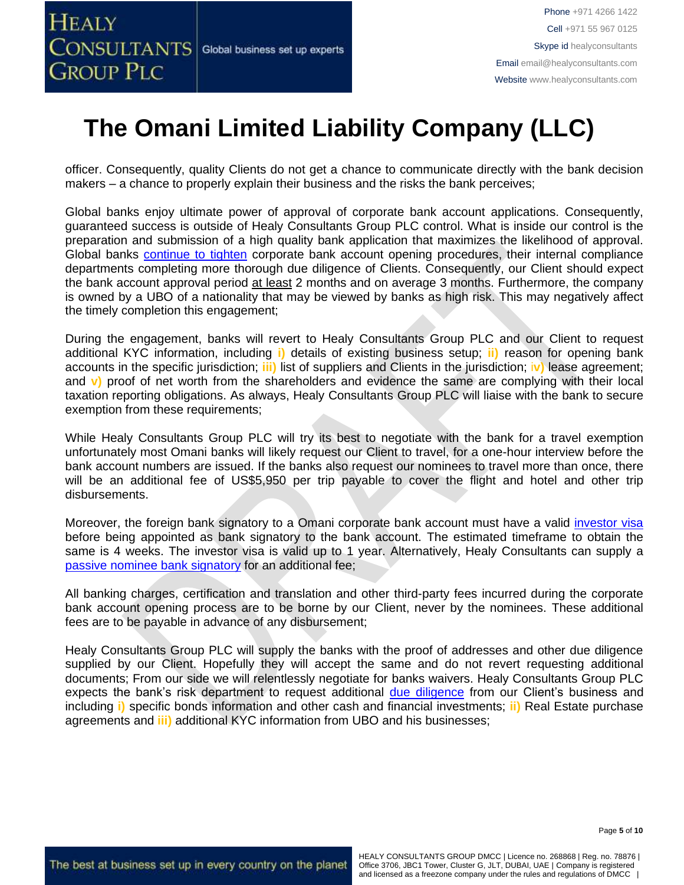officer. Consequently, quality Clients do not get a chance to communicate directly with the bank decision makers – a chance to properly explain their business and the risks the bank perceives;

Global banks enjoy ultimate power of approval of corporate bank account applications. Consequently, guaranteed success is outside of Healy Consultants Group PLC control. What is inside our control is the preparation and submission of a high quality bank application that maximizes the likelihood of approval. Global banks continue to tighten corporate bank account opening procedures, their internal compliance departments completing more thorough due diligence of Clients. Consequently, our Client should expect the bank account approval period at least 2 months and on average 3 months. Furthermore, the company is owned by a UBO of a nationality that may be viewed by banks as high risk. This may negatively affect the timely completion this engagement;

During the engagement, banks will revert to Healy Consultants Group PLC and our Client to request additional KYC information, including **i)** details of existing business setup; **ii)** reason for opening bank accounts in the specific jurisdiction; **iii)** list of suppliers and Clients in the jurisdiction; **iv)** lease agreement; and **v)** proof of net worth from the shareholders and evidence the same are complying with their local taxation reporting obligations. As always, Healy Consultants Group PLC will liaise with the bank to secure exemption from these requirements;

While Healy Consultants Group PLC will try its best to negotiate with the bank for a travel exemption unfortunately most Omani banks will likely request our Client to travel, for a one-hour interview before the bank account numbers are issued. If the banks also request our nominees to travel more than once, there will be an additional fee of US$5,950 per trip payable to cover the flight and hotel and other trip disbursements.

Moreover, the foreign bank signatory to a Omani corporate bank account must have a valid investor visa before being appointed as bank signatory to the bank account. The estimated timeframe to obtain the same is 4 weeks. The investor visa is valid up to 1 year. Alternatively, Healy Consultants can supply a passive nominee bank signatory for an additional fee;

All banking charges, certification and translation and other third-party fees incurred during the corporate bank account opening process are to be borne by our Client, never by the nominees. These additional fees are to be payable in advance of any disbursement;

Healy Consultants Group PLC will supply the banks with the proof of addresses and other due diligence supplied by our Client. Hopefully they will accept the same and do not revert requesting additional documents; From our side we will relentlessly negotiate for banks waivers. Healy Consultants Group PLC expects the bank's risk department to request additional due diligence from our Client's business and including **i)** specific bonds information and other cash and financial investments; **ii)** Real Estate purchase agreements and **iii)** additional KYC information from UBO and his businesses;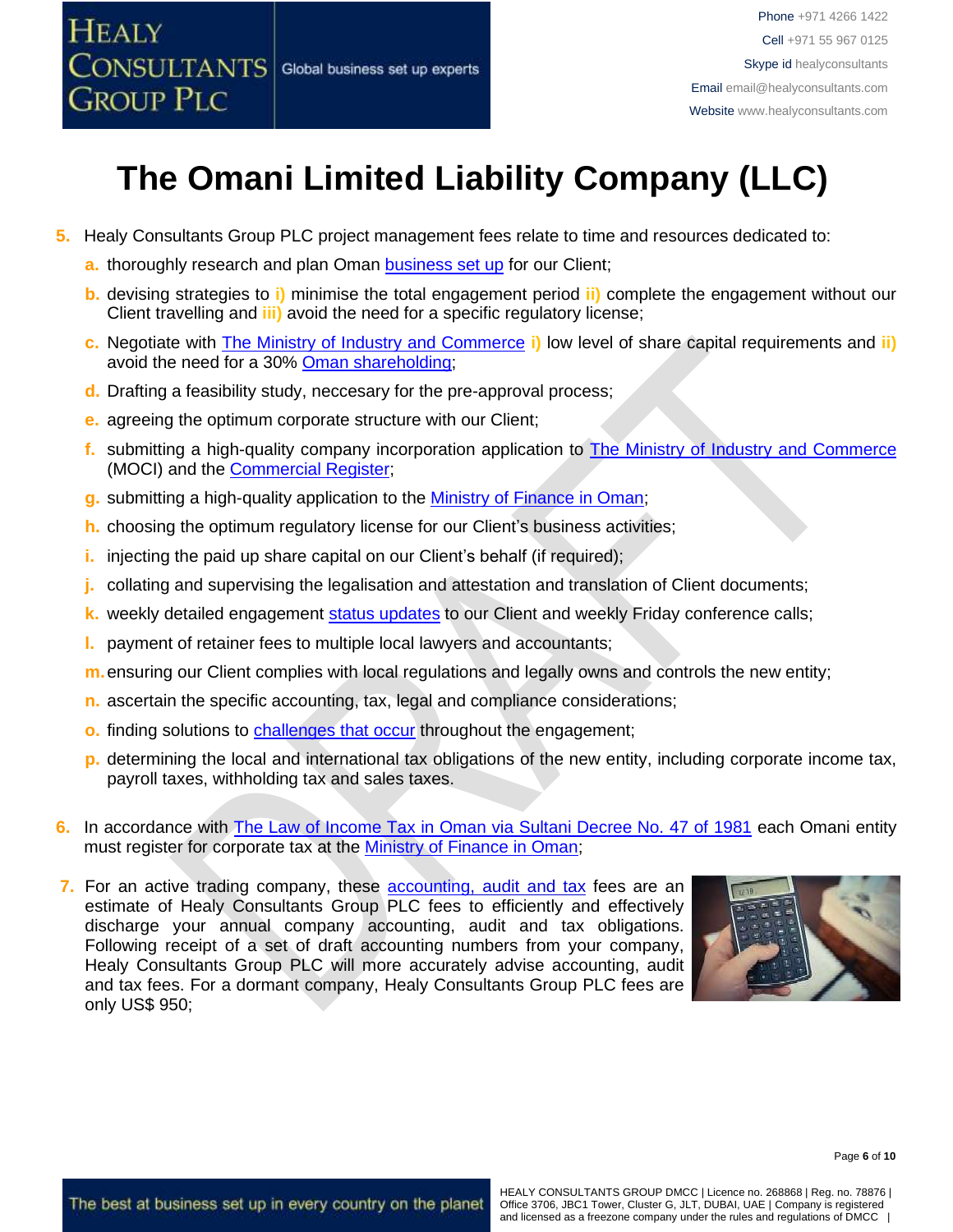# The Omani Limited Liability Company (LLC)

5. Healy Consultants Group PLC project management fees relate to time and resources dedicated to:
   a. thoroughly research and plan Oman business set up for our Client;
   b. devising strategies to i) minimise the total engagement period ii) complete the engagement without our Client travelling and iii) avoid the need for a specific regulatory license;
   c. Negotiate with The Ministry of Industry and Commerce i) low level of share capital requirements and ii) avoid the need for a 30% Oman shareholding;
   d. Drafting a feasibility study, neccesary for the pre-approval process;
   e. agreeing the optimum corporate structure with our Client;
   f. submitting a high-quality company incorporation application to The Ministry of Industry and Commerce (MOCI) and the Commercial Register;
   g. submitting a high-quality application to the Ministry of Finance in Oman;
   h. choosing the optimum regulatory license for our Client's business activities;
   i. injecting the paid up share capital on our Client's behalf (if required);
   j. collating and supervising the legalisation and attestation and translation of Client documents;
   k. weekly detailed engagement status updates to our Client and weekly Friday conference calls;
   l. payment of retainer fees to multiple local lawyers and accountants;
   m. ensuring our Client complies with local regulations and legally owns and controls the new entity;
   n. ascertain the specific accounting, tax, legal and compliance considerations;
   o. finding solutions to challenges that occur throughout the engagement;
   p. determining the local and international tax obligations of the new entity, including corporate income tax, payroll taxes, withholding tax and sales taxes.

6. In accordance with The Law of Income Tax in Oman via Sultani Decree No. 47 of 1981 each Omani entity must register for corporate tax at the Ministry of Finance in Oman;

7. For an active trading company, these accounting, audit and tax fees are an estimate of Healy Consultants Group PLC fees to efficiently and effectively discharge your annual company accounting, audit and tax obligations. Following receipt of a set of draft accounting numbers from your company, Healy Consultants Group PLC will more accurately advise accounting, audit and tax fees. For a dormant company, Healy Consultants Group PLC fees are only US$ 950;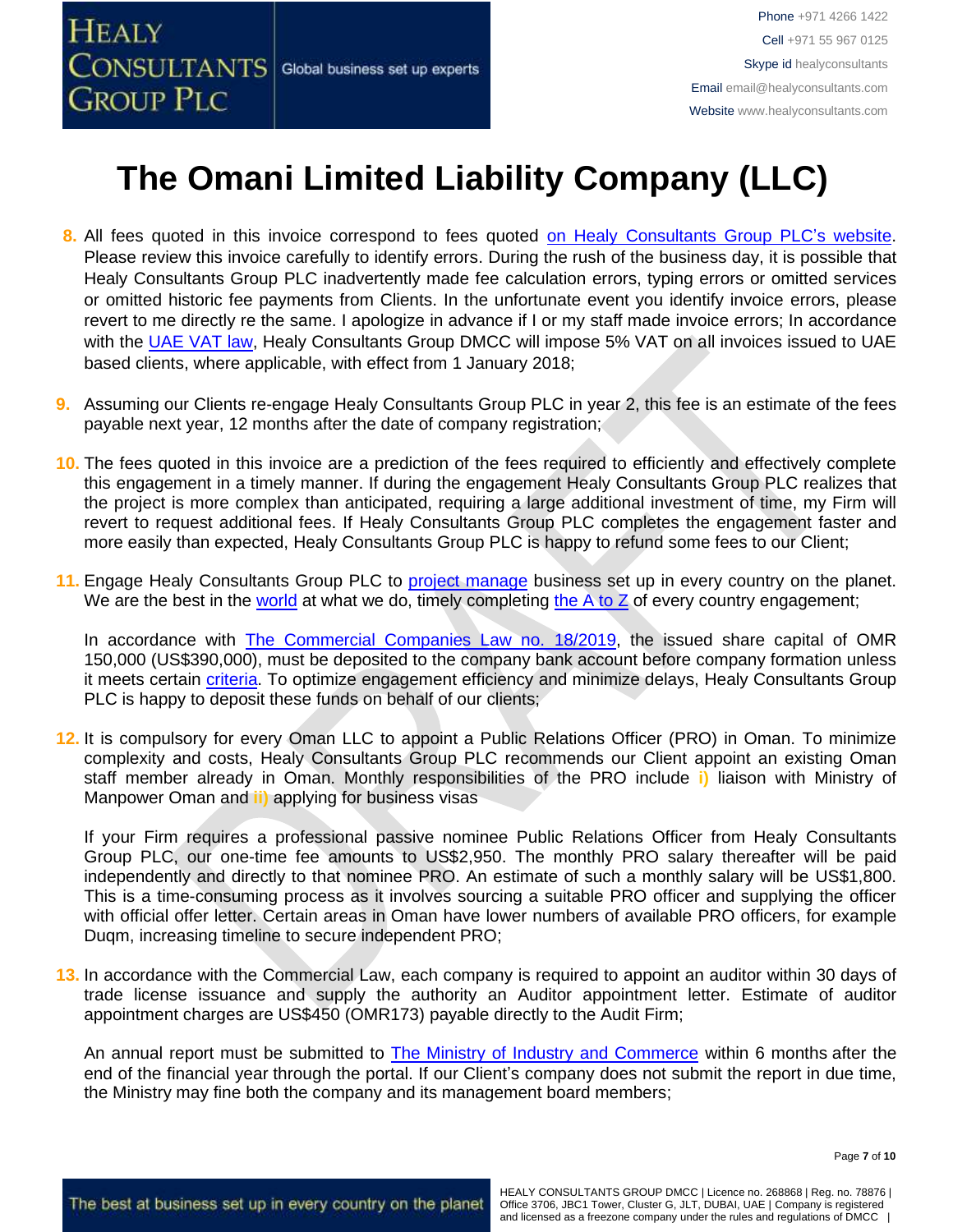# The Omani Limited Liability Company (LLC)

8. All fees quoted in this invoice correspond to fees quoted on Healy Consultants Group PLC's website. Please review this invoice carefully to identify errors. During the rush of the business day, it is possible that Healy Consultants Group PLC inadvertently made fee calculation errors, typing errors or omitted services or omitted historic fee payments from Clients. In the unfortunate event you identify invoice errors, please revert to me directly re the same. I apologize in advance if I or my staff made invoice errors; In accordance with the UAE VAT law, Healy Consultants Group DMCC will impose 5% VAT on all invoices issued to UAE based clients, where applicable, with effect from 1 January 2018;

9. Assuming our Clients re-engage Healy Consultants Group PLC in year 2, this fee is an estimate of the fees payable next year, 12 months after the date of company registration;

10. The fees quoted in this invoice are a prediction of the fees required to efficiently and effectively complete this engagement in a timely manner. If during the engagement Healy Consultants Group PLC realizes that the project is more complex than anticipated, requiring a large additional investment of time, my Firm will revert to request additional fees. If Healy Consultants Group PLC completes the engagement faster and more easily than expected, Healy Consultants Group PLC is happy to refund some fees to our Client;

11. Engage Healy Consultants Group PLC to project manage business set up in every country on the planet. We are the best in the world at what we do, timely completing the A to Z of every country engagement;

    In accordance with The Commercial Companies Law no. 18/2019, the issued share capital of OMR 150,000 (US$390,000), must be deposited to the company bank account before company formation unless it meets certain criteria. To optimize engagement efficiency and minimize delays, Healy Consultants Group PLC is happy to deposit these funds on behalf of our clients;

12. It is compulsory for every Oman LLC to appoint a Public Relations Officer (PRO) in Oman. To minimize complexity and costs, Healy Consultants Group PLC recommends our Client appoint an existing Oman staff member already in Oman. Monthly responsibilities of the PRO include **i)** liaison with Ministry of Manpower Oman and **ii)** applying for business visas

    If your Firm requires a professional passive nominee Public Relations Officer from Healy Consultants Group PLC, our one-time fee amounts to US$2,950. The monthly PRO salary thereafter will be paid independently and directly to that nominee PRO. An estimate of such a monthly salary will be US$1,800. This is a time-consuming process as it involves sourcing a suitable PRO officer and supplying the officer with official offer letter. Certain areas in Oman have lower numbers of available PRO officers, for example Duqm, increasing timeline to secure independent PRO;

13. In accordance with the Commercial Law, each company is required to appoint an auditor within 30 days of trade license issuance and supply the authority an Auditor appointment letter. Estimate of auditor appointment charges are US$450 (OMR173) payable directly to the Audit Firm;

    An annual report must be submitted to The Ministry of Industry and Commerce within 6 months after the end of the financial year through the portal. If our Client's company does not submit the report in due time, the Ministry may fine both the company and its management board members;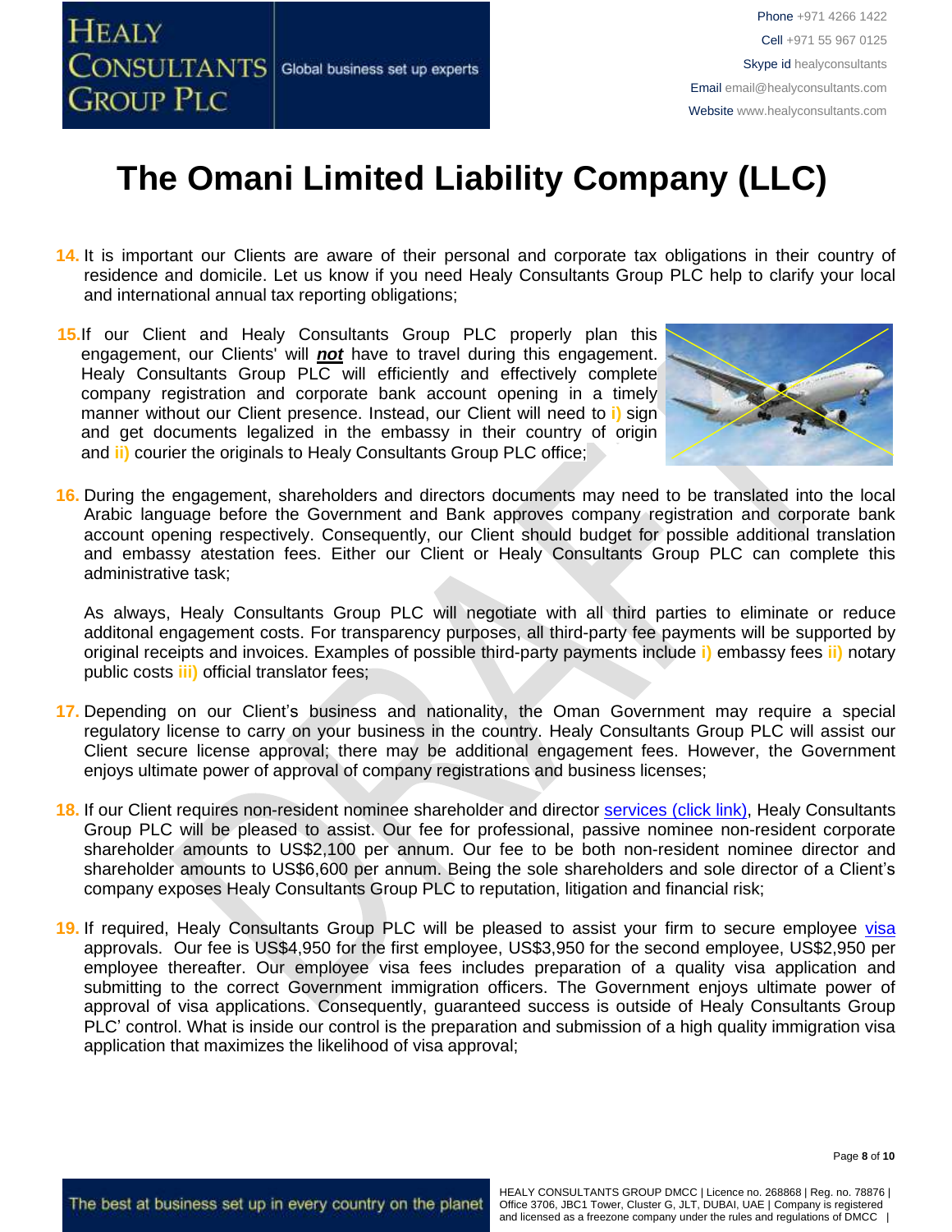# The Omani Limited Liability Company (LLC)

14. It is important our Clients are aware of their personal and corporate tax obligations in their country of residence and domicile. Let us know if you need Healy Consultants Group PLC help to clarify your local and international annual tax reporting obligations;

15. If our Client and Healy Consultants Group PLC properly plan this engagement, our Clients' will ***not*** have to travel during this engagement. Healy Consultants Group PLC will efficiently and effectively complete company registration and corporate bank account opening in a timely manner without our Client presence. Instead, our Client will need to **i)** sign and get documents legalized in the embassy in their country of origin and **ii)** courier the originals to Healy Consultants Group PLC office;

16. During the engagement, shareholders and directors documents may need to be translated into the local Arabic language before the Government and Bank approves company registration and corporate bank account opening respectively. Consequently, our Client should budget for possible additional translation and embassy atestation fees. Either our Client or Healy Consultants Group PLC can complete this administrative task;

    As always, Healy Consultants Group PLC will negotiate with all third parties to eliminate or reduce additonal engagement costs. For transparency purposes, all third-party fee payments will be supported by original receipts and invoices. Examples of possible third-party payments include **i)** embassy fees **ii)** notary public costs **iii)** official translator fees;

17. Depending on our Client's business and nationality, the Oman Government may require a special regulatory license to carry on your business in the country. Healy Consultants Group PLC will assist our Client secure license approval; there may be additional engagement fees. However, the Government enjoys ultimate power of approval of company registrations and business licenses;

18. If our Client requires non-resident nominee shareholder and director services (click link), Healy Consultants Group PLC will be pleased to assist. Our fee for professional, passive nominee non-resident corporate shareholder amounts to US$2,100 per annum. Our fee to be both non-resident nominee director and shareholder amounts to US$6,600 per annum. Being the sole shareholders and sole director of a Client's company exposes Healy Consultants Group PLC to reputation, litigation and financial risk;

19. If required, Healy Consultants Group PLC will be pleased to assist your firm to secure employee visa approvals. Our fee is US$4,950 for the first employee, US$3,950 for the second employee, US$2,950 per employee thereafter. Our employee visa fees includes preparation of a quality visa application and submitting to the correct Government immigration officers. The Government enjoys ultimate power of approval of visa applications. Consequently, guaranteed success is outside of Healy Consultants Group PLC' control. What is inside our control is the preparation and submission of a high quality immigration visa application that maximizes the likelihood of visa approval;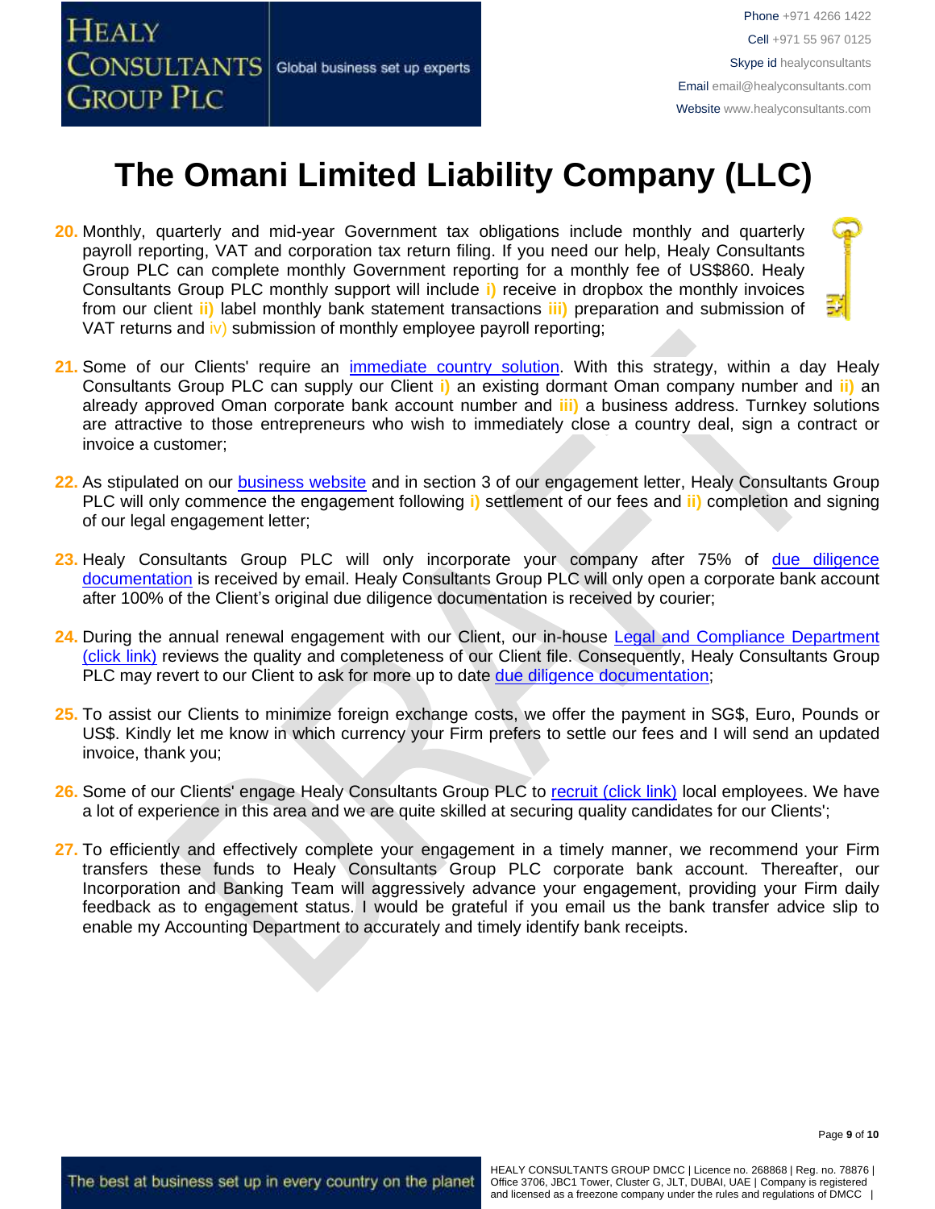# The Omani Limited Liability Company (LLC)

20. Monthly, quarterly and mid-year Government tax obligations include monthly and quarterly payroll reporting, VAT and corporation tax return filing. If you need our help, Healy Consultants Group PLC can complete monthly Government reporting for a monthly fee of US$860. Healy Consultants Group PLC monthly support will include **i)** receive in dropbox the monthly invoices from our client **ii)** label monthly bank statement transactions **iii)** preparation and submission of VAT returns and iv) submission of monthly employee payroll reporting;

21. Some of our Clients' require an immediate country solution. With this strategy, within a day Healy Consultants Group PLC can supply our Client **i)** an existing dormant Oman company number and **ii)** an already approved Oman corporate bank account number and **iii)** a business address. Turnkey solutions are attractive to those entrepreneurs who wish to immediately close a country deal, sign a contract or invoice a customer;

22. As stipulated on our business website and in section 3 of our engagement letter, Healy Consultants Group PLC will only commence the engagement following **i)** settlement of our fees and **ii)** completion and signing of our legal engagement letter;

23. Healy Consultants Group PLC will only incorporate your company after 75% of due diligence documentation is received by email. Healy Consultants Group PLC will only open a corporate bank account after 100% of the Client's original due diligence documentation is received by courier;

24. During the annual renewal engagement with our Client, our in-house Legal and Compliance Department (click link) reviews the quality and completeness of our Client file. Consequently, Healy Consultants Group PLC may revert to our Client to ask for more up to date due diligence documentation;

25. To assist our Clients to minimize foreign exchange costs, we offer the payment in SG$, Euro, Pounds or US$. Kindly let me know in which currency your Firm prefers to settle our fees and I will send an updated invoice, thank you;

26. Some of our Clients' engage Healy Consultants Group PLC to recruit (click link) local employees. We have a lot of experience in this area and we are quite skilled at securing quality candidates for our Clients';

27. To efficiently and effectively complete your engagement in a timely manner, we recommend your Firm transfers these funds to Healy Consultants Group PLC corporate bank account. Thereafter, our Incorporation and Banking Team will aggressively advance your engagement, providing your Firm daily feedback as to engagement status. I would be grateful if you email us the bank transfer advice slip to enable my Accounting Department to accurately and timely identify bank receipts.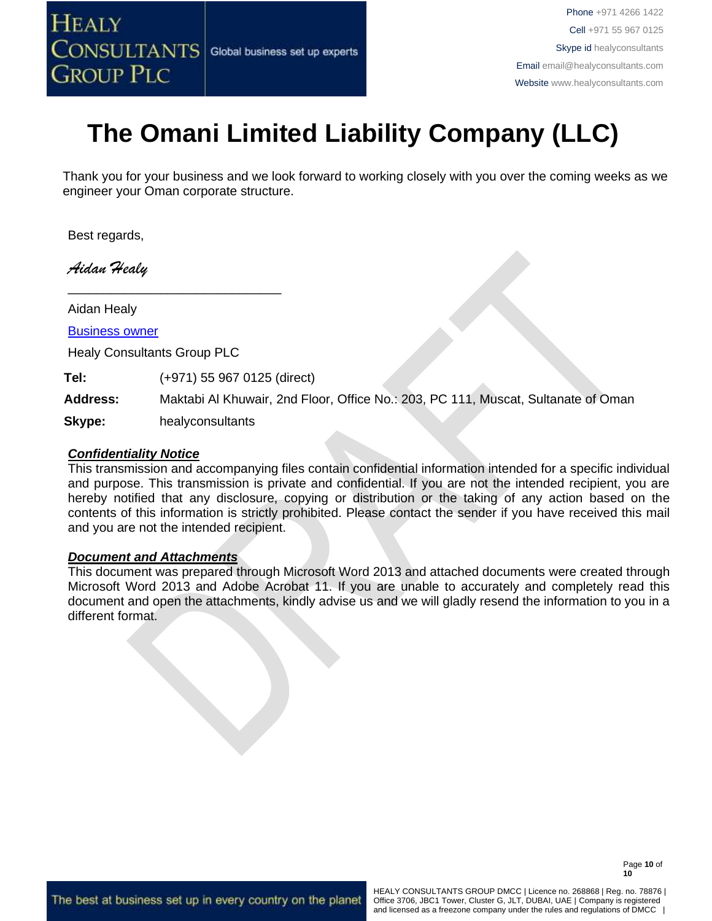# The Omani Limited Liability Company (LLC)

Thank you for your business and we look forward to working closely with you over the coming weeks as we engineer your Oman corporate structure.

Best regards,

*Aidan Healy*

______________________________

Aidan Healy

[Business owner]

Healy Consultants Group PLC

| | |
|---|---|
| **Tel:** | (+971) 55 967 0125 (direct) |
| **Address:** | Maktabi Al Khuwair, 2nd Floor, Office No.: 203, PC 111, Muscat, Sultanate of Oman |
| **Skype:** | healyconsultants |

***Confidentiality Notice***

This transmission and accompanying files contain confidential information intended for a specific individual and purpose. This transmission is private and confidential. If you are not the intended recipient, you are hereby notified that any disclosure, copying or distribution or the taking of any action based on the contents of this information is strictly prohibited. Please contact the sender if you have received this mail and you are not the intended recipient.

***Document and Attachments***

This document was prepared through Microsoft Word 2013 and attached documents were created through Microsoft Word 2013 and Adobe Acrobat 11. If you are unable to accurately and completely read this document and open the attachments, kindly advise us and we will gladly resend the information to you in a different format.